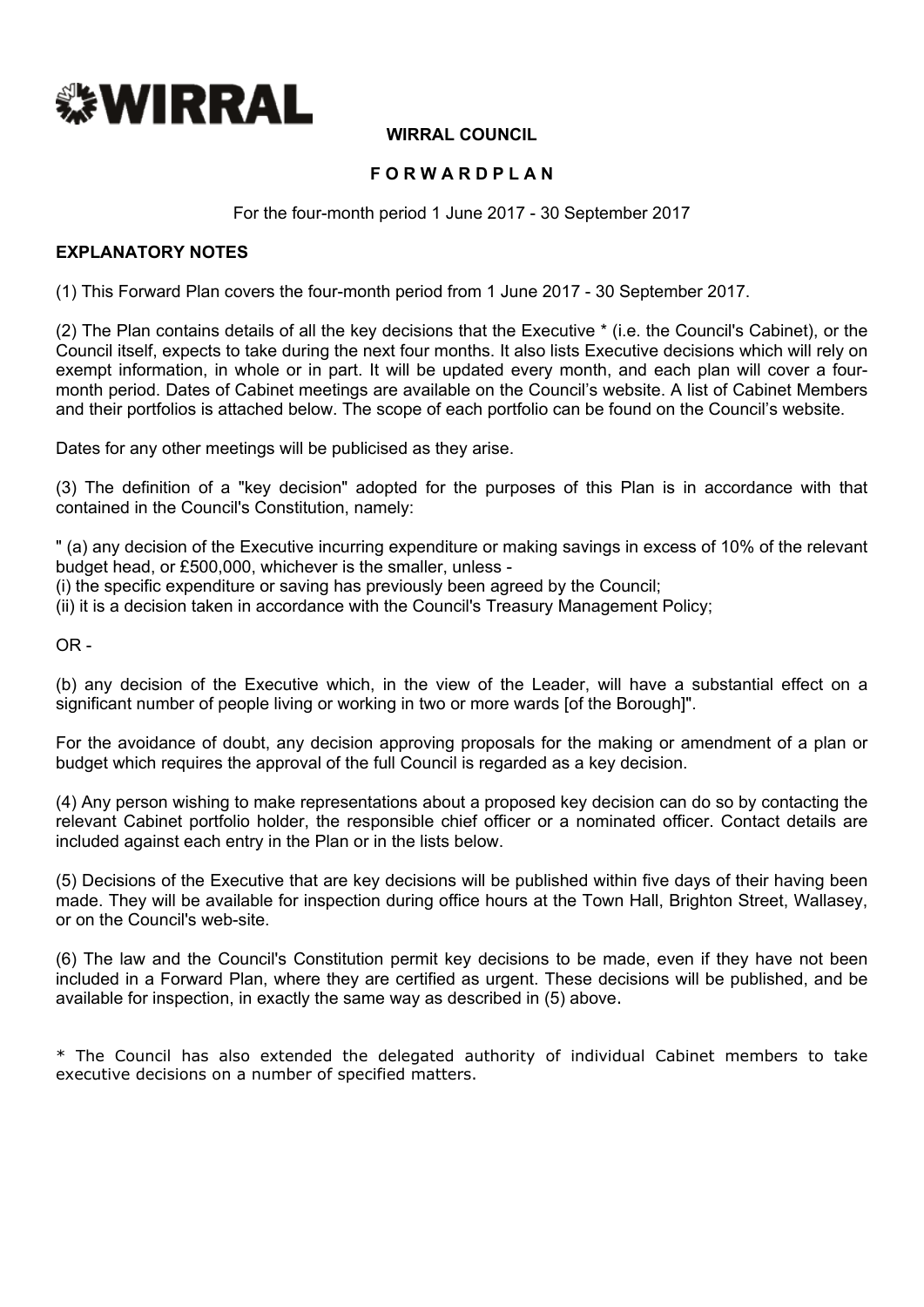WIRRAL

**WIRRAL COUNCIL**

**F O R W A R D P L A N**

For the four-month period 1 June 2017 - 30 September 2017

**EXPLANATORY NOTES**

(1) This Forward Plan covers the four-month period from 1 June 2017 - 30 September 2017.

(2) The Plan contains details of all the key decisions that the Executive * (i.e. the Council's Cabinet), or the Council itself, expects to take during the next four months. It also lists Executive decisions which will rely on exempt information, in whole or in part. It will be updated every month, and each plan will cover a four-month period. Dates of Cabinet meetings are available on the Council's website. A list of Cabinet Members and their portfolios is attached below. The scope of each portfolio can be found on the Council's website.

Dates for any other meetings will be publicised as they arise.

(3) The definition of a "key decision" adopted for the purposes of this Plan is in accordance with that contained in the Council's Constitution, namely:

" (a) any decision of the Executive incurring expenditure or making savings in excess of 10% of the relevant budget head, or £500,000, whichever is the smaller, unless -
(i) the specific expenditure or saving has previously been agreed by the Council;
(ii) it is a decision taken in accordance with the Council's Treasury Management Policy;

OR -

(b) any decision of the Executive which, in the view of the Leader, will have a substantial effect on a significant number of people living or working in two or more wards [of the Borough]".

For the avoidance of doubt, any decision approving proposals for the making or amendment of a plan or budget which requires the approval of the full Council is regarded as a key decision.

(4) Any person wishing to make representations about a proposed key decision can do so by contacting the relevant Cabinet portfolio holder, the responsible chief officer or a nominated officer. Contact details are included against each entry in the Plan or in the lists below.

(5) Decisions of the Executive that are key decisions will be published within five days of their having been made. They will be available for inspection during office hours at the Town Hall, Brighton Street, Wallasey, or on the Council's web-site.

(6) The law and the Council's Constitution permit key decisions to be made, even if they have not been included in a Forward Plan, where they are certified as urgent. These decisions will be published, and be available for inspection, in exactly the same way as described in (5) above.

* The Council has also extended the delegated authority of individual Cabinet members to take executive decisions on a number of specified matters.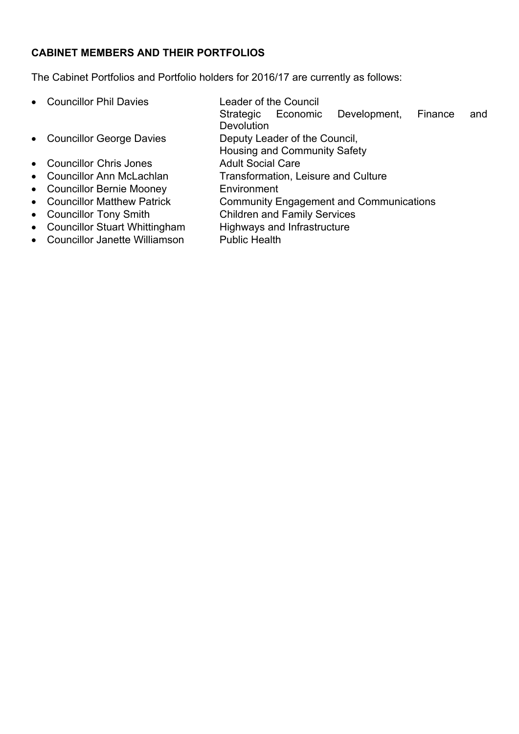**CABINET MEMBERS AND THEIR PORTFOLIOS**

The Cabinet Portfolios and Portfolio holders for 2016/17 are currently as follows:

- Councillor Phil Davies — Leader of the Council
  Strategic Economic Development, Finance and Devolution
- Councillor George Davies — Deputy Leader of the Council,
  Housing and Community Safety
- Councillor Chris Jones — Adult Social Care
- Councillor Ann McLachlan — Transformation, Leisure and Culture
- Councillor Bernie Mooney — Environment
- Councillor Matthew Patrick — Community Engagement and Communications
- Councillor Tony Smith — Children and Family Services
- Councillor Stuart Whittingham — Highways and Infrastructure
- Councillor Janette Williamson — Public Health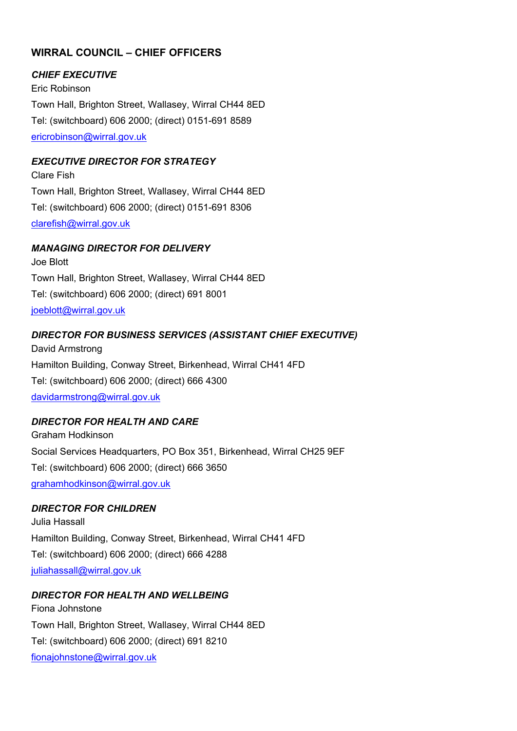## WIRRAL COUNCIL – CHIEF OFFICERS

***CHIEF EXECUTIVE***

Eric Robinson

Town Hall, Brighton Street, Wallasey, Wirral CH44 8ED

Tel: (switchboard) 606 2000; (direct) 0151-691 8589

ericrobinson@wirral.gov.uk

***EXECUTIVE DIRECTOR FOR STRATEGY***

Clare Fish

Town Hall, Brighton Street, Wallasey, Wirral CH44 8ED

Tel: (switchboard) 606 2000; (direct) 0151-691 8306

clarefish@wirral.gov.uk

***MANAGING DIRECTOR FOR DELIVERY***

Joe Blott

Town Hall, Brighton Street, Wallasey, Wirral CH44 8ED

Tel: (switchboard) 606 2000; (direct) 691 8001

joeblott@wirral.gov.uk

***DIRECTOR FOR BUSINESS SERVICES (ASSISTANT CHIEF EXECUTIVE)***

David Armstrong

Hamilton Building, Conway Street, Birkenhead, Wirral CH41 4FD

Tel: (switchboard) 606 2000; (direct) 666 4300

davidarmstrong@wirral.gov.uk

***DIRECTOR FOR HEALTH AND CARE***

Graham Hodkinson

Social Services Headquarters, PO Box 351, Birkenhead, Wirral CH25 9EF

Tel: (switchboard) 606 2000; (direct) 666 3650

grahamhodkinson@wirral.gov.uk

***DIRECTOR FOR CHILDREN***

Julia Hassall

Hamilton Building, Conway Street, Birkenhead, Wirral CH41 4FD

Tel: (switchboard) 606 2000; (direct) 666 4288

juliahassall@wirral.gov.uk

***DIRECTOR FOR HEALTH AND WELLBEING***

Fiona Johnstone

Town Hall, Brighton Street, Wallasey, Wirral CH44 8ED

Tel: (switchboard) 606 2000; (direct) 691 8210

fionajohnstone@wirral.gov.uk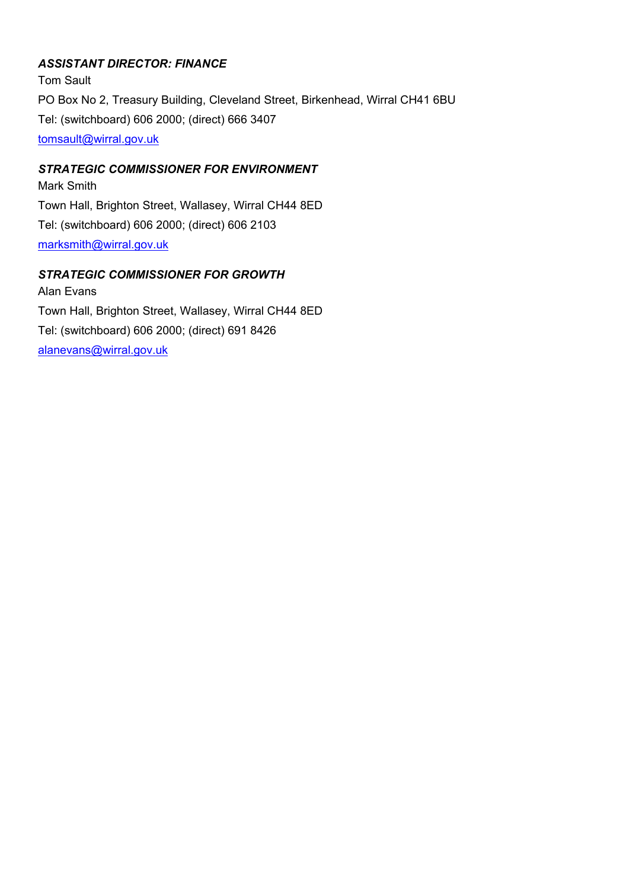***ASSISTANT DIRECTOR: FINANCE***

Tom Sault

PO Box No 2, Treasury Building, Cleveland Street, Birkenhead, Wirral CH41 6BU

Tel: (switchboard) 606 2000; (direct) 666 3407

tomsault@wirral.gov.uk

***STRATEGIC COMMISSIONER FOR ENVIRONMENT***

Mark Smith

Town Hall, Brighton Street, Wallasey, Wirral CH44 8ED

Tel: (switchboard) 606 2000; (direct) 606 2103

marksmith@wirral.gov.uk

***STRATEGIC COMMISSIONER FOR GROWTH***

Alan Evans

Town Hall, Brighton Street, Wallasey, Wirral CH44 8ED

Tel: (switchboard) 606 2000; (direct) 691 8426

alanevans@wirral.gov.uk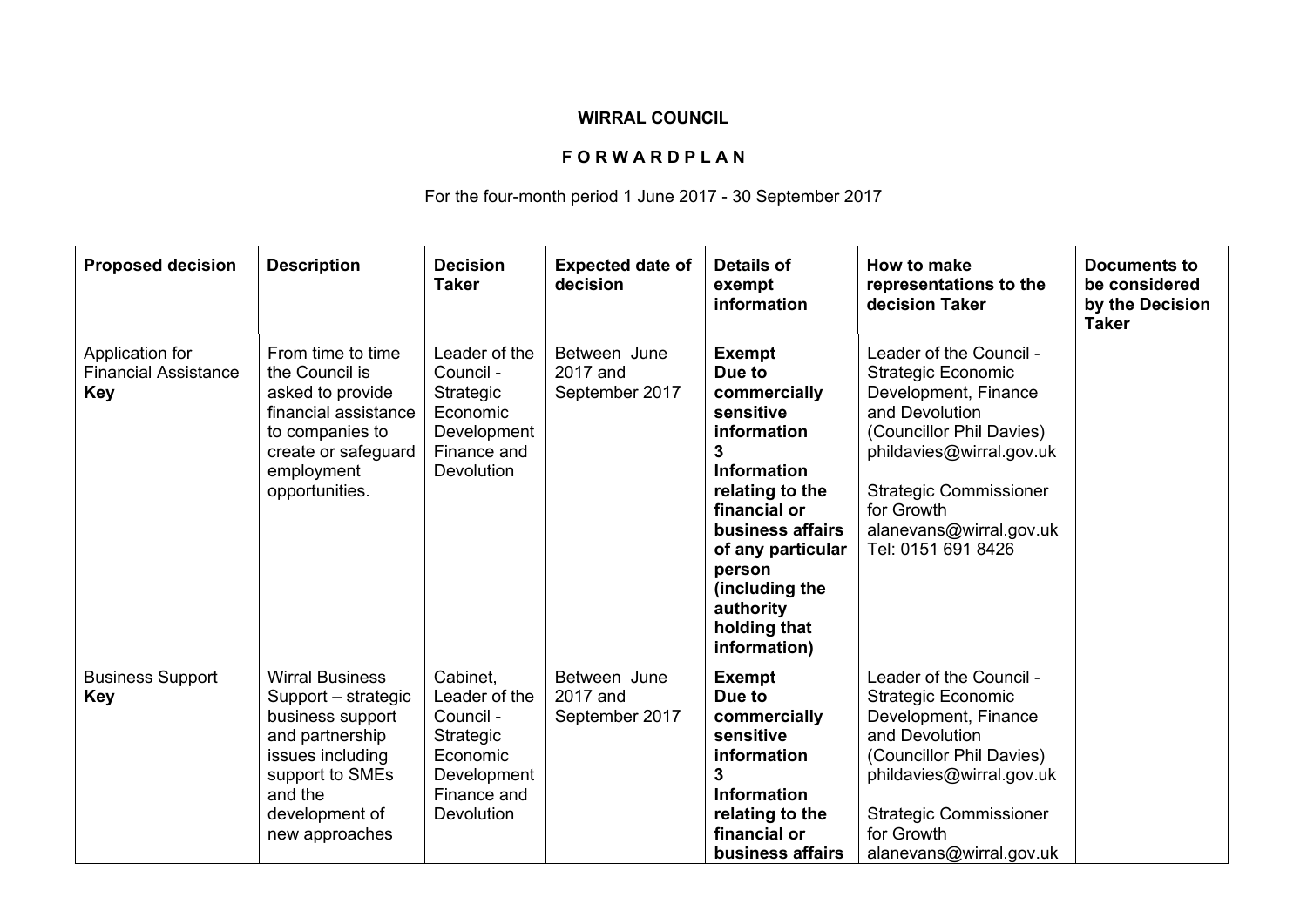**WIRRAL COUNCIL**

**F O R W A R D P L A N**

For the four-month period 1 June 2017 - 30 September 2017

| **Proposed decision** | **Description** | **Decision Taker** | **Expected date of decision** | **Details of exempt information** | **How to make representations to the decision Taker** | **Documents to be considered by the Decision Taker** |
|---|---|---|---|---|---|---|
| Application for Financial Assistance **Key** | From time to time the Council is asked to provide financial assistance to companies to create or safeguard employment opportunities. | Leader of the Council - Strategic Economic Development Finance and Devolution | Between June 2017 and September 2017 | **Exempt Due to commercially sensitive information 3 Information relating to the financial or business affairs of any particular person (including the authority holding that information)** | Leader of the Council - Strategic Economic Development, Finance and Devolution (Councillor Phil Davies) phildavies@wirral.gov.uk<br><br>Strategic Commissioner for Growth alanevans@wirral.gov.uk Tel: 0151 691 8426 | |
| Business Support **Key** | Wirral Business Support – strategic business support and partnership issues including support to SMEs and the development of new approaches | Cabinet, Leader of the Council - Strategic Economic Development Finance and Devolution | Between June 2017 and September 2017 | **Exempt Due to commercially sensitive information 3 Information relating to the financial or business affairs** | Leader of the Council - Strategic Economic Development, Finance and Devolution (Councillor Phil Davies) phildavies@wirral.gov.uk<br><br>Strategic Commissioner for Growth alanevans@wirral.gov.uk | |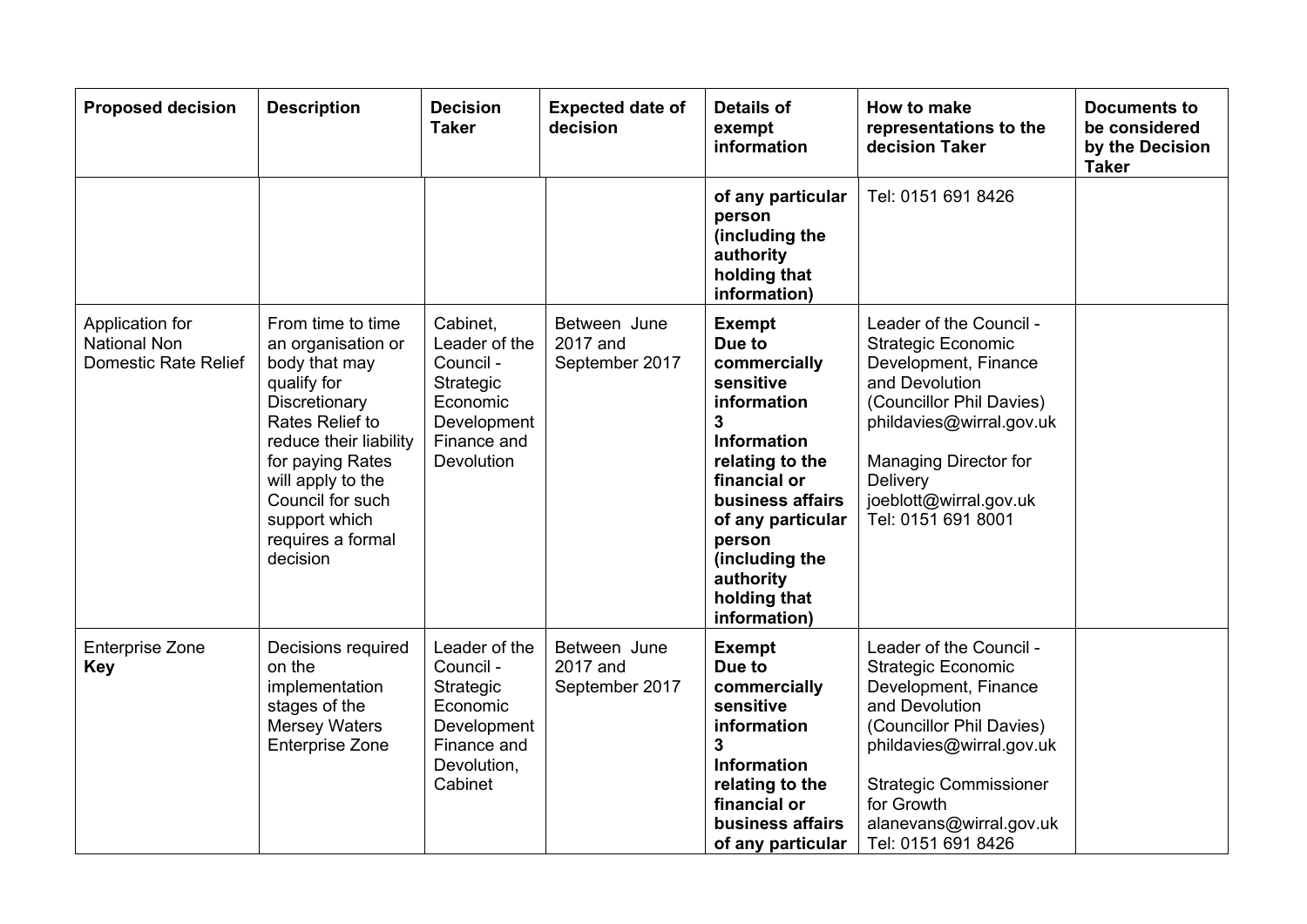| Proposed decision | Description | Decision Taker | Expected date of decision | Details of exempt information | How to make representations to the decision Taker | Documents to be considered by the Decision Taker |
|---|---|---|---|---|---|---|
| | | | | **of any particular person (including the authority holding that information)** | Tel: 0151 691 8426 | |
| Application for National Non Domestic Rate Relief | From time to time an organisation or body that may qualify for Discretionary Rates Relief to reduce their liability for paying Rates will apply to the Council for such support which requires a formal decision | Cabinet, Leader of the Council - Strategic Economic Development Finance and Devolution | Between June 2017 and September 2017 | **Exempt Due to commercially sensitive information 3 Information relating to the financial or business affairs of any particular person (including the authority holding that information)** | Leader of the Council - Strategic Economic Development, Finance and Devolution (Councillor Phil Davies) phildavies@wirral.gov.uk<br><br>Managing Director for Delivery joeblott@wirral.gov.uk Tel: 0151 691 8001 | |
| Enterprise Zone **Key** | Decisions required on the implementation stages of the Mersey Waters Enterprise Zone | Leader of the Council - Strategic Economic Development Finance and Devolution, Cabinet | Between June 2017 and September 2017 | **Exempt Due to commercially sensitive information 3 Information relating to the financial or business affairs of any particular** | Leader of the Council - Strategic Economic Development, Finance and Devolution (Councillor Phil Davies) phildavies@wirral.gov.uk<br><br>Strategic Commissioner for Growth alanevans@wirral.gov.uk Tel: 0151 691 8426 | |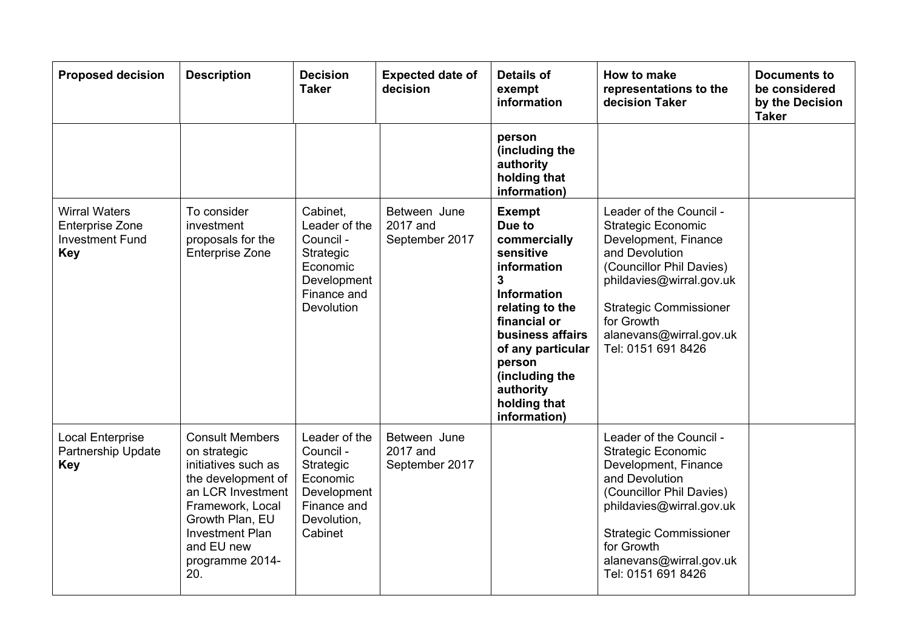| Proposed decision | Description | Decision Taker | Expected date of decision | Details of exempt information | How to make representations to the decision Taker | Documents to be considered by the Decision Taker |
|---|---|---|---|---|---|---|
| | | | | **person (including the authority holding that information)** | | |
| Wirral Waters Enterprise Zone Investment Fund **Key** | To consider investment proposals for the Enterprise Zone | Cabinet, Leader of the Council - Strategic Economic Development Finance and Devolution | Between June 2017 and September 2017 | **Exempt Due to commercially sensitive information 3 Information relating to the financial or business affairs of any particular person (including the authority holding that information)** | Leader of the Council - Strategic Economic Development, Finance and Devolution (Councillor Phil Davies) phildavies@wirral.gov.uk<br><br>Strategic Commissioner for Growth alanevans@wirral.gov.uk Tel: 0151 691 8426 | |
| Local Enterprise Partnership Update **Key** | Consult Members on strategic initiatives such as the development of an LCR Investment Framework, Local Growth Plan, EU Investment Plan and EU new programme 2014-20. | Leader of the Council - Strategic Economic Development Finance and Devolution, Cabinet | Between June 2017 and September 2017 | | Leader of the Council - Strategic Economic Development, Finance and Devolution (Councillor Phil Davies) phildavies@wirral.gov.uk<br><br>Strategic Commissioner for Growth alanevans@wirral.gov.uk Tel: 0151 691 8426 | |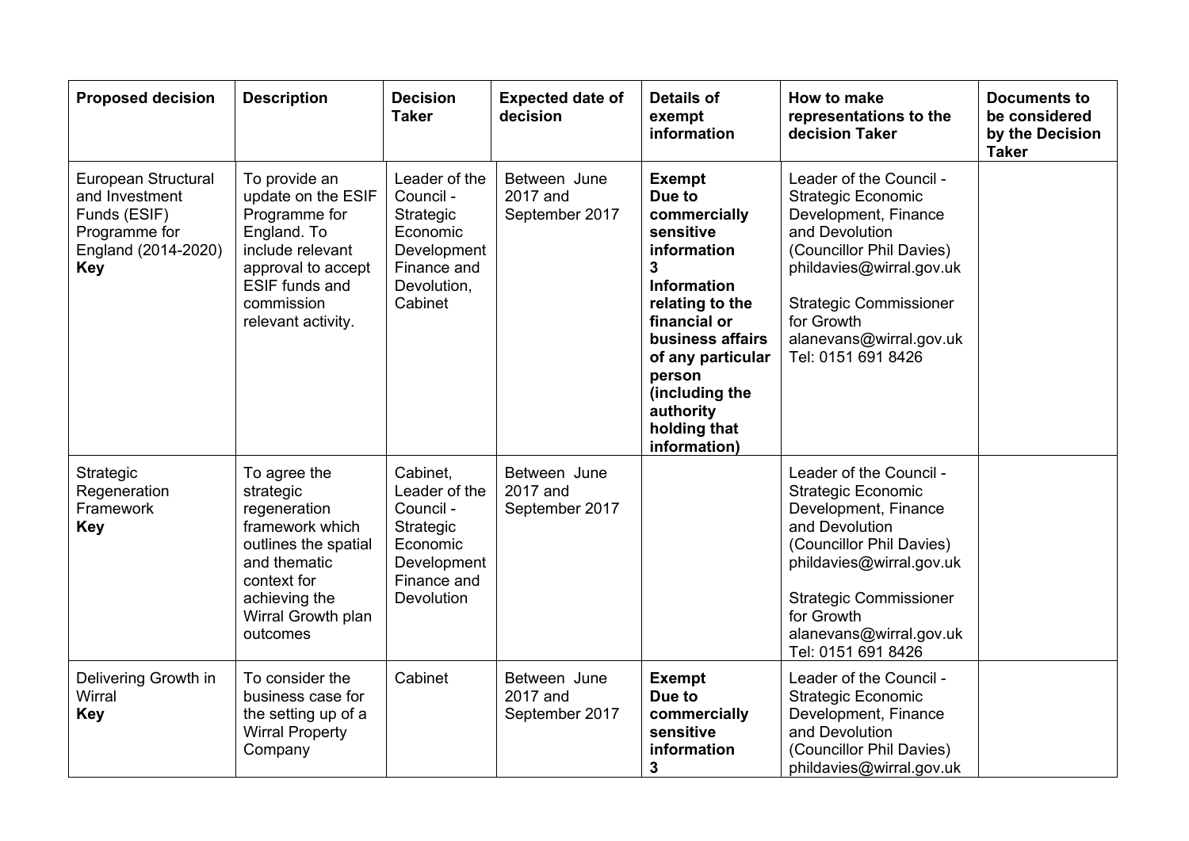| Proposed decision | Description | Decision Taker | Expected date of decision | Details of exempt information | How to make representations to the decision Taker | Documents to be considered by the Decision Taker |
|---|---|---|---|---|---|---|
| European Structural and Investment Funds (ESIF) Programme for England (2014-2020) **Key** | To provide an update on the ESIF Programme for England. To include relevant approval to accept ESIF funds and commission relevant activity. | Leader of the Council - Strategic Economic Development Finance and Devolution, Cabinet | Between June 2017 and September 2017 | **Exempt Due to commercially sensitive information 3 Information relating to the financial or business affairs of any particular person (including the authority holding that information)** | Leader of the Council - Strategic Economic Development, Finance and Devolution (Councillor Phil Davies) phildavies@wirral.gov.uk<br><br>Strategic Commissioner for Growth alanevans@wirral.gov.uk Tel: 0151 691 8426 | |
| Strategic Regeneration Framework **Key** | To agree the strategic regeneration framework which outlines the spatial and thematic context for achieving the Wirral Growth plan outcomes | Cabinet, Leader of the Council - Strategic Economic Development Finance and Devolution | Between June 2017 and September 2017 | | Leader of the Council - Strategic Economic Development, Finance and Devolution (Councillor Phil Davies) phildavies@wirral.gov.uk<br><br>Strategic Commissioner for Growth alanevans@wirral.gov.uk Tel: 0151 691 8426 | |
| Delivering Growth in Wirral **Key** | To consider the business case for the setting up of a Wirral Property Company | Cabinet | Between June 2017 and September 2017 | **Exempt Due to commercially sensitive information 3** | Leader of the Council - Strategic Economic Development, Finance and Devolution (Councillor Phil Davies) phildavies@wirral.gov.uk | |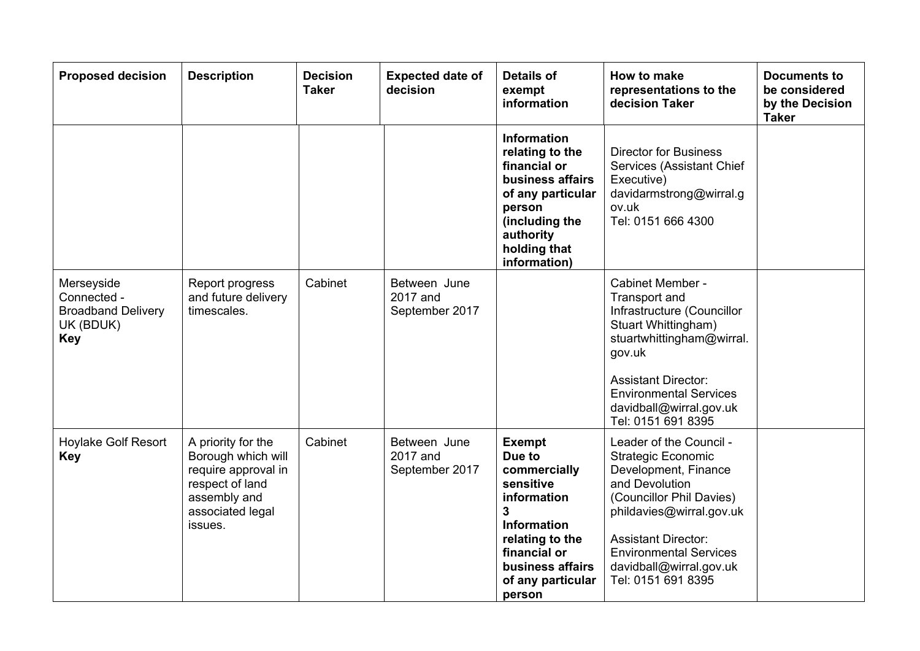| Proposed decision | Description | Decision Taker | Expected date of decision | Details of exempt information | How to make representations to the decision Taker | Documents to be considered by the Decision Taker |
|---|---|---|---|---|---|---|
| | | | | **Information relating to the financial or business affairs of any particular person (including the authority holding that information)** | Director for Business Services (Assistant Chief Executive) davidarmstrong@wirral.gov.uk Tel: 0151 666 4300 | |
| Merseyside Connected - Broadband Delivery UK (BDUK) **Key** | Report progress and future delivery timescales. | Cabinet | Between June 2017 and September 2017 | | Cabinet Member - Transport and Infrastructure (Councillor Stuart Whittingham) stuartwhittingham@wirral.gov.uk<br><br>Assistant Director: Environmental Services davidball@wirral.gov.uk Tel: 0151 691 8395 | |
| Hoylake Golf Resort **Key** | A priority for the Borough which will require approval in respect of land assembly and associated legal issues. | Cabinet | Between June 2017 and September 2017 | **Exempt Due to commercially sensitive information 3 Information relating to the financial or business affairs of any particular person** | Leader of the Council - Strategic Economic Development, Finance and Devolution (Councillor Phil Davies) phildavies@wirral.gov.uk<br><br>Assistant Director: Environmental Services davidball@wirral.gov.uk Tel: 0151 691 8395 | |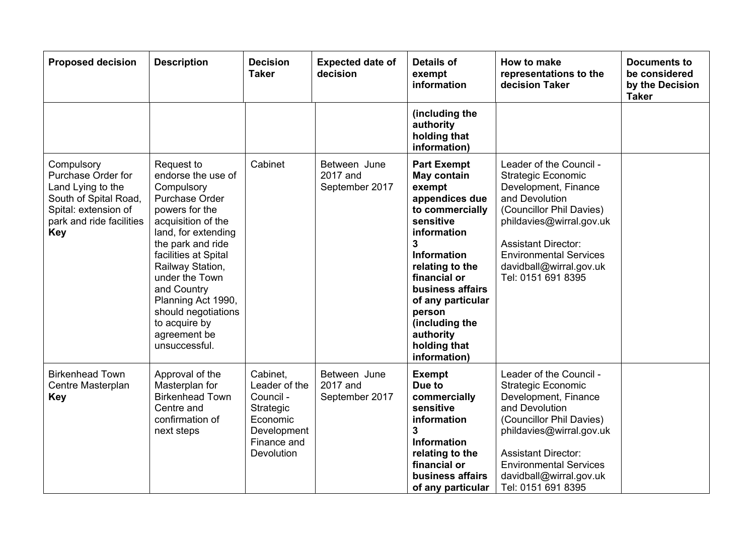| Proposed decision | Description | Decision Taker | Expected date of decision | Details of exempt information | How to make representations to the decision Taker | Documents to be considered by the Decision Taker |
|---|---|---|---|---|---|---|
| | | | | **(including the authority holding that information)** | | |
| Compulsory Purchase Order for Land Lying to the South of Spital Road, Spital: extension of park and ride facilities **Key** | Request to endorse the use of Compulsory Purchase Order powers for the acquisition of the land, for extending the park and ride facilities at Spital Railway Station, under the Town and Country Planning Act 1990, should negotiations to acquire by agreement be unsuccessful. | Cabinet | Between June 2017 and September 2017 | **Part Exempt May contain exempt appendices due to commercially sensitive information 3 Information relating to the financial or business affairs of any particular person (including the authority holding that information)** | Leader of the Council - Strategic Economic Development, Finance and Devolution (Councillor Phil Davies) phildavies@wirral.gov.uk<br><br>Assistant Director: Environmental Services davidball@wirral.gov.uk Tel: 0151 691 8395 | |
| Birkenhead Town Centre Masterplan **Key** | Approval of the Masterplan for Birkenhead Town Centre and confirmation of next steps | Cabinet, Leader of the Council - Strategic Economic Development Finance and Devolution | Between June 2017 and September 2017 | **Exempt Due to commercially sensitive information 3 Information relating to the financial or business affairs of any particular** | Leader of the Council - Strategic Economic Development, Finance and Devolution (Councillor Phil Davies) phildavies@wirral.gov.uk<br><br>Assistant Director: Environmental Services davidball@wirral.gov.uk Tel: 0151 691 8395 | |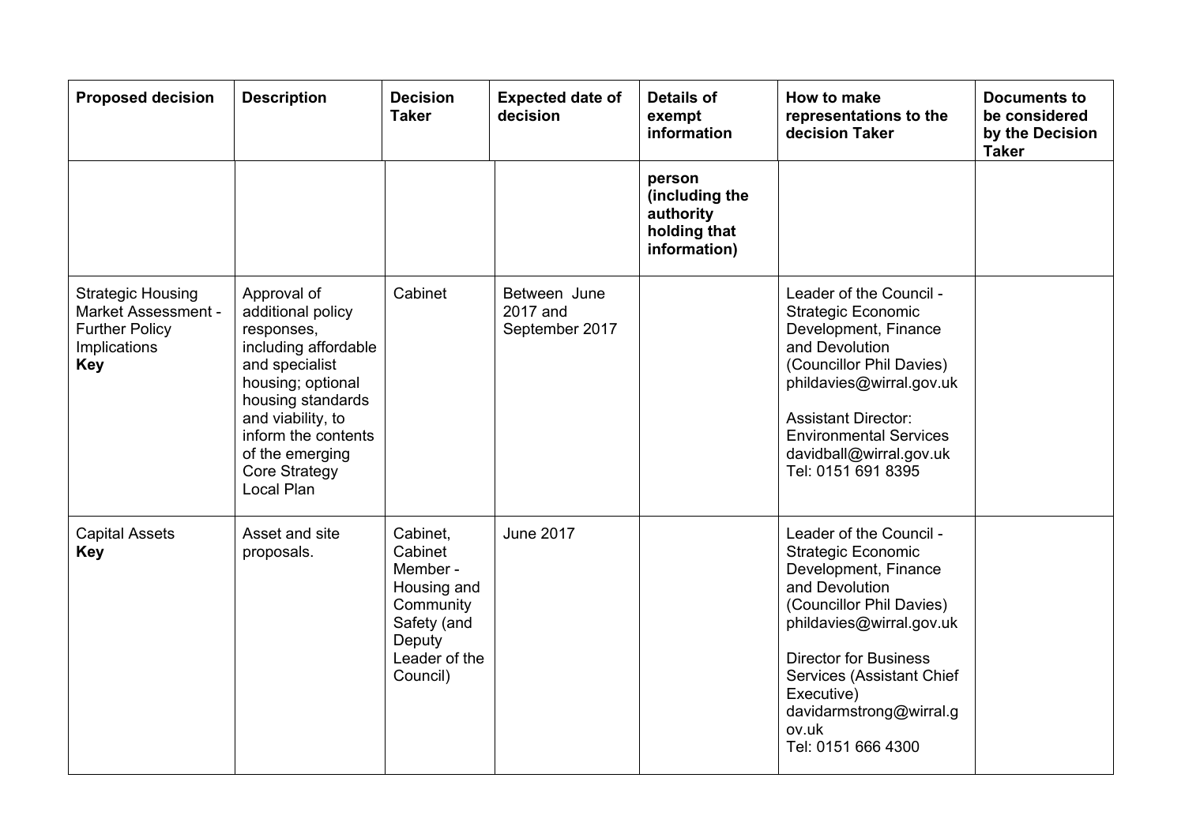| Proposed decision | Description | Decision Taker | Expected date of decision | Details of exempt information | How to make representations to the decision Taker | Documents to be considered by the Decision Taker |
|---|---|---|---|---|---|---|
| | | | | **person (including the authority holding that information)** | | |
| Strategic Housing Market Assessment - Further Policy Implications **Key** | Approval of additional policy responses, including affordable and specialist housing; optional housing standards and viability, to inform the contents of the emerging Core Strategy Local Plan | Cabinet | Between June 2017 and September 2017 | | Leader of the Council - Strategic Economic Development, Finance and Devolution (Councillor Phil Davies) phildavies@wirral.gov.uk<br><br>Assistant Director: Environmental Services davidball@wirral.gov.uk Tel: 0151 691 8395 | |
| Capital Assets **Key** | Asset and site proposals. | Cabinet, Cabinet Member - Housing and Community Safety (and Deputy Leader of the Council) | June 2017 | | Leader of the Council - Strategic Economic Development, Finance and Devolution (Councillor Phil Davies) phildavies@wirral.gov.uk<br><br>Director for Business Services (Assistant Chief Executive) davidarmstrong@wirral.gov.uk Tel: 0151 666 4300 | |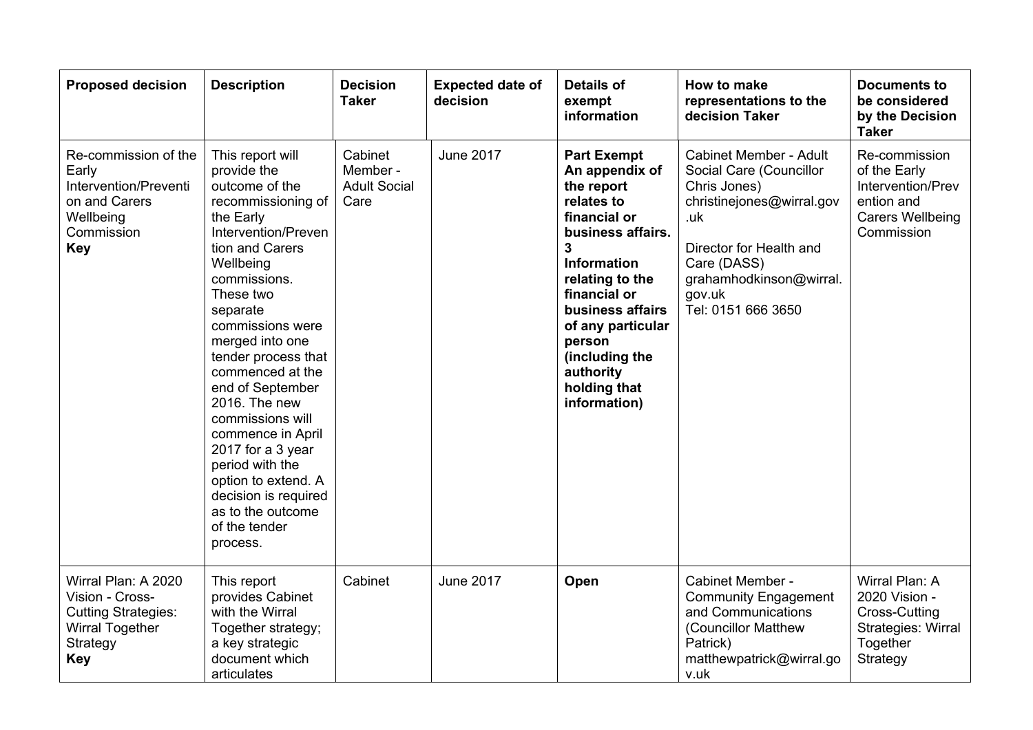| **Proposed decision** | **Description** | **Decision Taker** | **Expected date of decision** | **Details of exempt information** | **How to make representations to the decision Taker** | **Documents to be considered by the Decision Taker** |
|---|---|---|---|---|---|---|
| Re-commission of the Early Intervention/Prevention and Carers Wellbeing Commission **Key** | This report will provide the outcome of the recommissioning of the Early Intervention/Prevention and Carers Wellbeing commissions. These two separate commissions were merged into one tender process that commenced at the end of September 2016. The new commissions will commence in April 2017 for a 3 year period with the option to extend. A decision is required as to the outcome of the tender process. | Cabinet Member - Adult Social Care | June 2017 | **Part Exempt An appendix of the report relates to financial or business affairs. 3 Information relating to the financial or business affairs of any particular person (including the authority holding that information)** | Cabinet Member - Adult Social Care (Councillor Chris Jones) christinejones@wirral.gov.uk<br><br>Director for Health and Care (DASS) grahamhodkinson@wirral.gov.uk Tel: 0151 666 3650 | Re-commission of the Early Intervention/Prevention and Carers Wellbeing Commission |
| Wirral Plan: A 2020 Vision - Cross-Cutting Strategies: Wirral Together Strategy **Key** | This report provides Cabinet with the Wirral Together strategy; a key strategic document which articulates | Cabinet | June 2017 | **Open** | Cabinet Member - Community Engagement and Communications (Councillor Matthew Patrick) matthewpatrick@wirral.gov.uk | Wirral Plan: A 2020 Vision - Cross-Cutting Strategies: Wirral Together Strategy |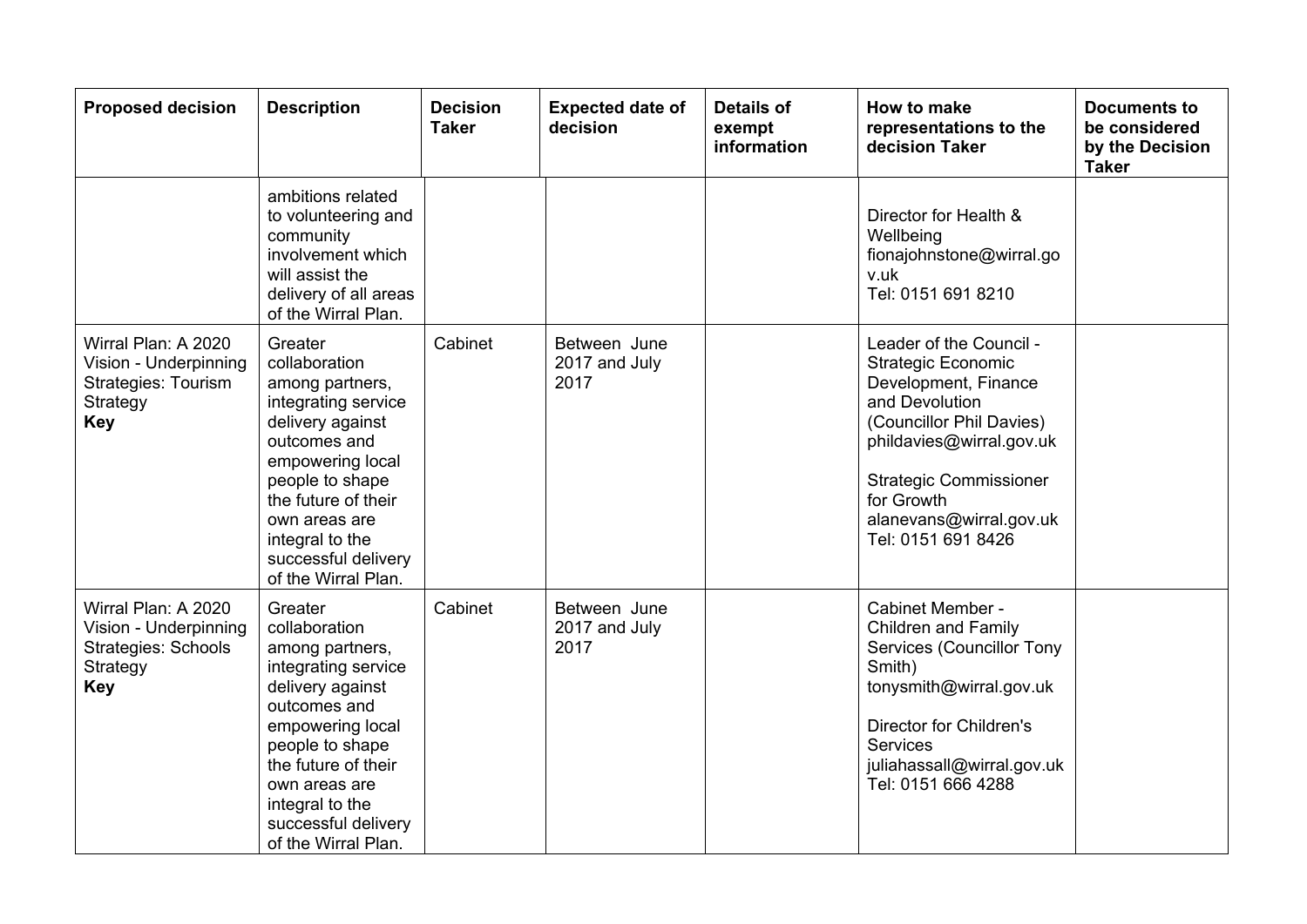| Proposed decision | Description | Decision Taker | Expected date of decision | Details of exempt information | How to make representations to the decision Taker | Documents to be considered by the Decision Taker |
|---|---|---|---|---|---|---|
| | ambitions related to volunteering and community involvement which will assist the delivery of all areas of the Wirral Plan. | | | | Director for Health & Wellbeing fionajohnstone@wirral.gov.uk Tel: 0151 691 8210 | |
| Wirral Plan: A 2020 Vision - Underpinning Strategies: Tourism Strategy **Key** | Greater collaboration among partners, integrating service delivery against outcomes and empowering local people to shape the future of their own areas are integral to the successful delivery of the Wirral Plan. | Cabinet | Between June 2017 and July 2017 | | Leader of the Council - Strategic Economic Development, Finance and Devolution (Councillor Phil Davies) phildavies@wirral.gov.uk<br><br>Strategic Commissioner for Growth alanevans@wirral.gov.uk Tel: 0151 691 8426 | |
| Wirral Plan: A 2020 Vision - Underpinning Strategies: Schools Strategy **Key** | Greater collaboration among partners, integrating service delivery against outcomes and empowering local people to shape the future of their own areas are integral to the successful delivery of the Wirral Plan. | Cabinet | Between June 2017 and July 2017 | | Cabinet Member - Children and Family Services (Councillor Tony Smith) tonysmith@wirral.gov.uk<br><br>Director for Children's Services juliahassall@wirral.gov.uk Tel: 0151 666 4288 | |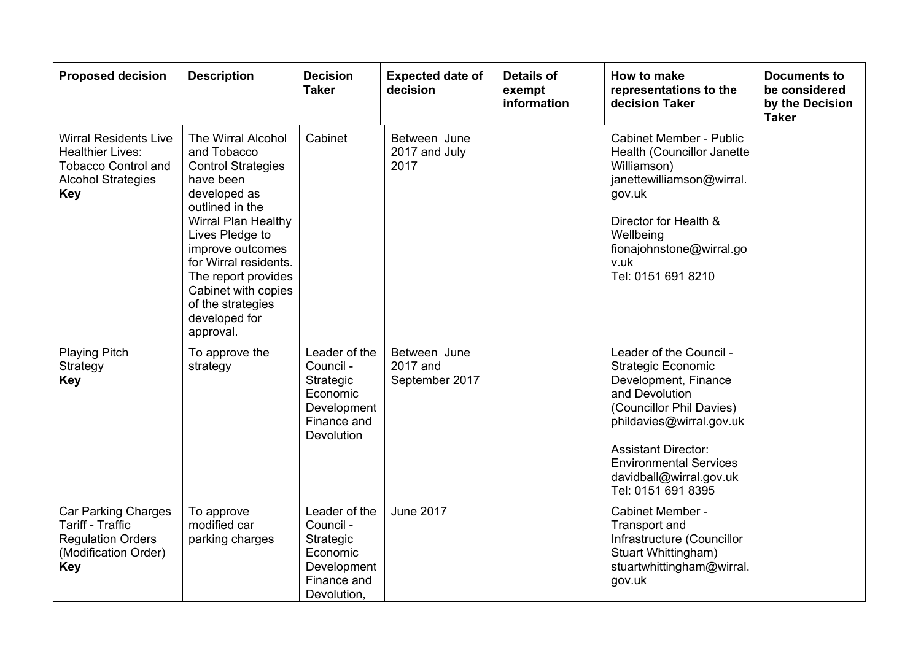| Proposed decision | Description | Decision Taker | Expected date of decision | Details of exempt information | How to make representations to the decision Taker | Documents to be considered by the Decision Taker |
| --- | --- | --- | --- | --- | --- | --- |
| Wirral Residents Live Healthier Lives: Tobacco Control and Alcohol Strategies **Key** | The Wirral Alcohol and Tobacco Control Strategies have been developed as outlined in the Wirral Plan Healthy Lives Pledge to improve outcomes for Wirral residents. The report provides Cabinet with copies of the strategies developed for approval. | Cabinet | Between June 2017 and July 2017 | | Cabinet Member - Public Health (Councillor Janette Williamson) janettewilliamson@wirral.gov.uk<br><br>Director for Health & Wellbeing fionajohnstone@wirral.gov.uk Tel: 0151 691 8210 | |
| Playing Pitch Strategy **Key** | To approve the strategy | Leader of the Council - Strategic Economic Development Finance and Devolution | Between June 2017 and September 2017 | | Leader of the Council - Strategic Economic Development, Finance and Devolution (Councillor Phil Davies) phildavies@wirral.gov.uk<br><br>Assistant Director: Environmental Services davidball@wirral.gov.uk Tel: 0151 691 8395 | |
| Car Parking Charges Tariff - Traffic Regulation Orders (Modification Order) **Key** | To approve modified car parking charges | Leader of the Council - Strategic Economic Development Finance and Devolution, | June 2017 | | Cabinet Member - Transport and Infrastructure (Councillor Stuart Whittingham) stuartwhittingham@wirral.gov.uk | |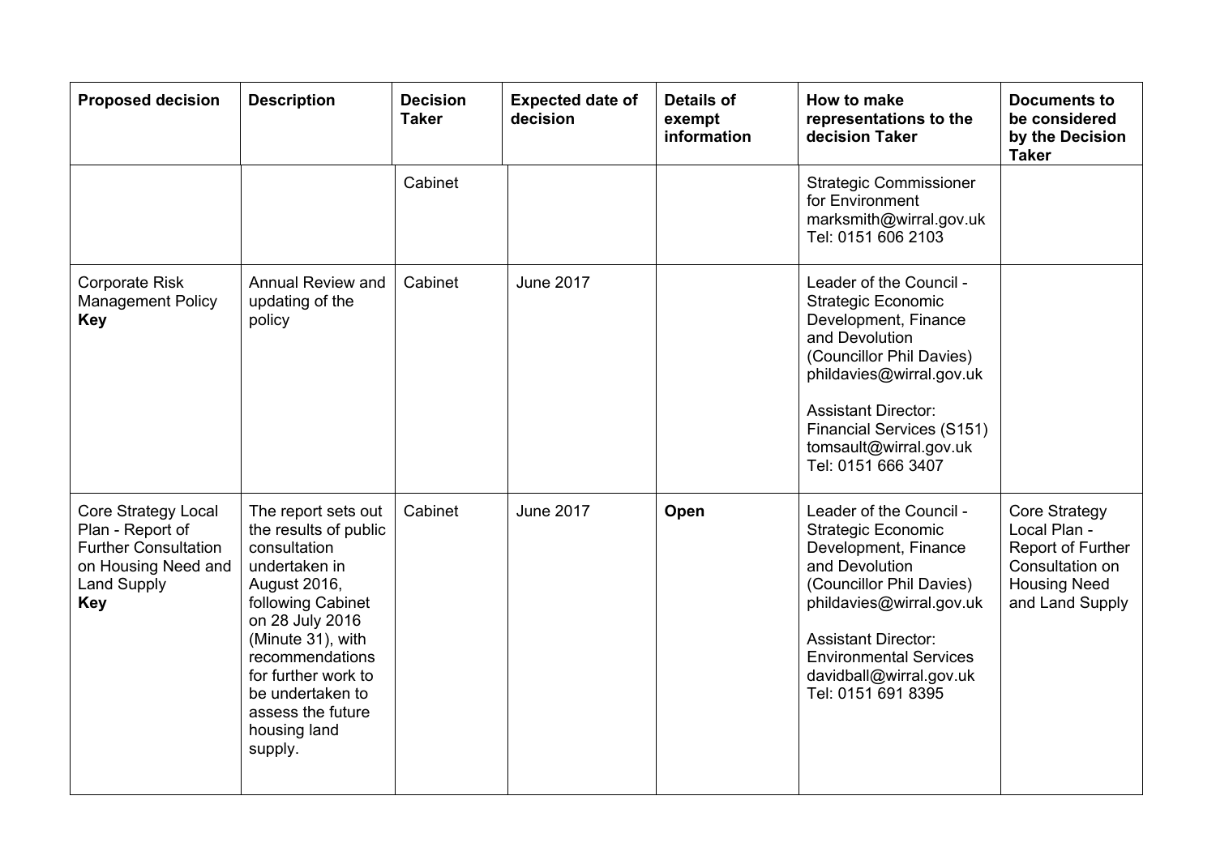| Proposed decision | Description | Decision Taker | Expected date of decision | Details of exempt information | How to make representations to the decision Taker | Documents to be considered by the Decision Taker |
|---|---|---|---|---|---|---|
| | | Cabinet | | | Strategic Commissioner for Environment marksmith@wirral.gov.uk Tel: 0151 606 2103 | |
| Corporate Risk Management Policy **Key** | Annual Review and updating of the policy | Cabinet | June 2017 | | Leader of the Council - Strategic Economic Development, Finance and Devolution (Councillor Phil Davies) phildavies@wirral.gov.uk<br><br>Assistant Director: Financial Services (S151) tomsault@wirral.gov.uk Tel: 0151 666 3407 | |
| Core Strategy Local Plan - Report of Further Consultation on Housing Need and Land Supply **Key** | The report sets out the results of public consultation undertaken in August 2016, following Cabinet on 28 July 2016 (Minute 31), with recommendations for further work to be undertaken to assess the future housing land supply. | Cabinet | June 2017 | **Open** | Leader of the Council - Strategic Economic Development, Finance and Devolution (Councillor Phil Davies) phildavies@wirral.gov.uk<br><br>Assistant Director: Environmental Services davidball@wirral.gov.uk Tel: 0151 691 8395 | Core Strategy Local Plan - Report of Further Consultation on Housing Need and Land Supply |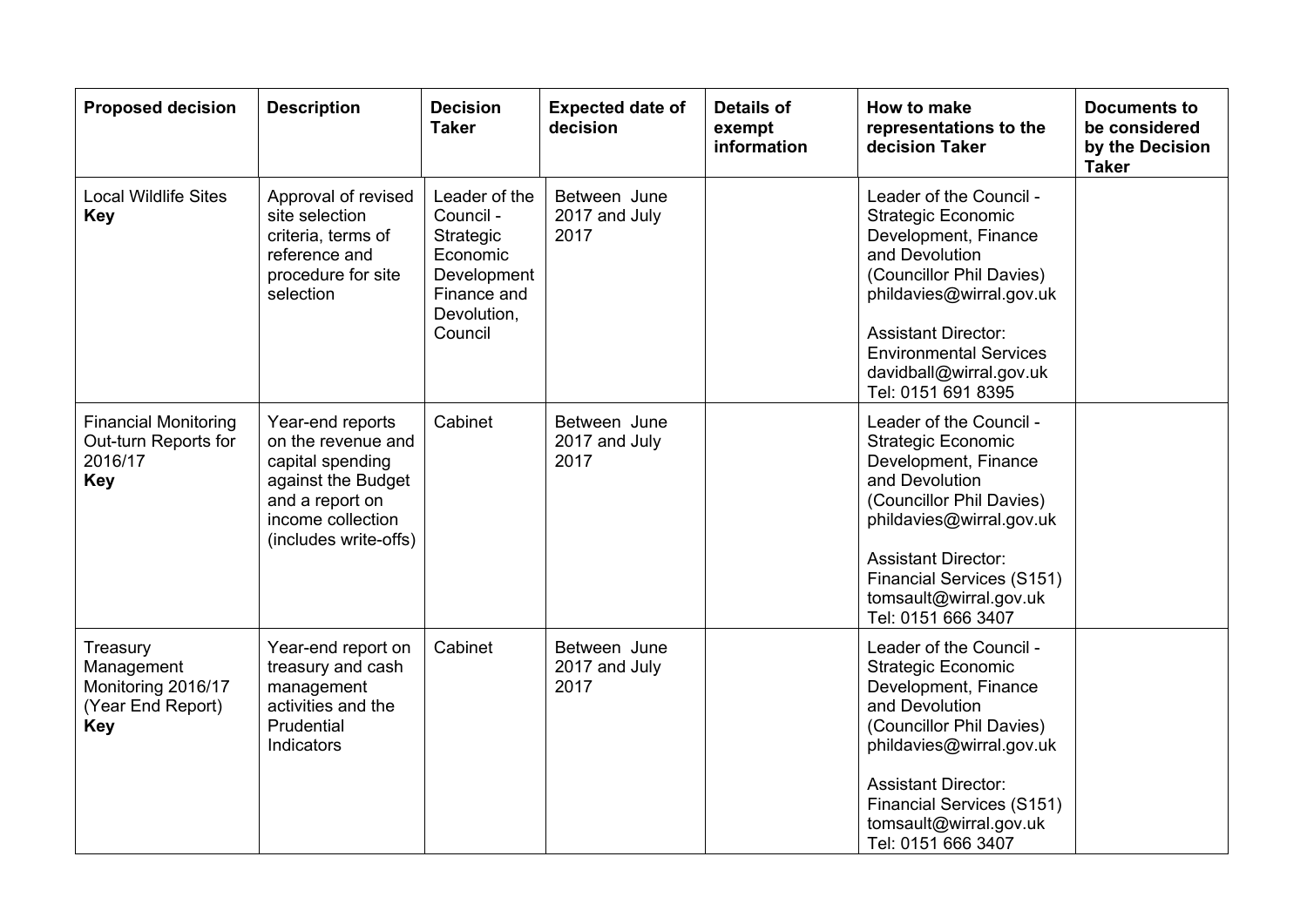| Proposed decision | Description | Decision Taker | Expected date of decision | Details of exempt information | How to make representations to the decision Taker | Documents to be considered by the Decision Taker |
|---|---|---|---|---|---|---|
| Local Wildlife Sites **Key** | Approval of revised site selection criteria, terms of reference and procedure for site selection | Leader of the Council - Strategic Economic Development Finance and Devolution, Council | Between June 2017 and July 2017 | | Leader of the Council - Strategic Economic Development, Finance and Devolution (Councillor Phil Davies) phildavies@wirral.gov.uk<br><br>Assistant Director: Environmental Services davidball@wirral.gov.uk Tel: 0151 691 8395 | |
| Financial Monitoring Out-turn Reports for 2016/17 **Key** | Year-end reports on the revenue and capital spending against the Budget and a report on income collection (includes write-offs) | Cabinet | Between June 2017 and July 2017 | | Leader of the Council - Strategic Economic Development, Finance and Devolution (Councillor Phil Davies) phildavies@wirral.gov.uk<br><br>Assistant Director: Financial Services (S151) tomsault@wirral.gov.uk Tel: 0151 666 3407 | |
| Treasury Management Monitoring 2016/17 (Year End Report) **Key** | Year-end report on treasury and cash management activities and the Prudential Indicators | Cabinet | Between June 2017 and July 2017 | | Leader of the Council - Strategic Economic Development, Finance and Devolution (Councillor Phil Davies) phildavies@wirral.gov.uk<br><br>Assistant Director: Financial Services (S151) tomsault@wirral.gov.uk Tel: 0151 666 3407 | |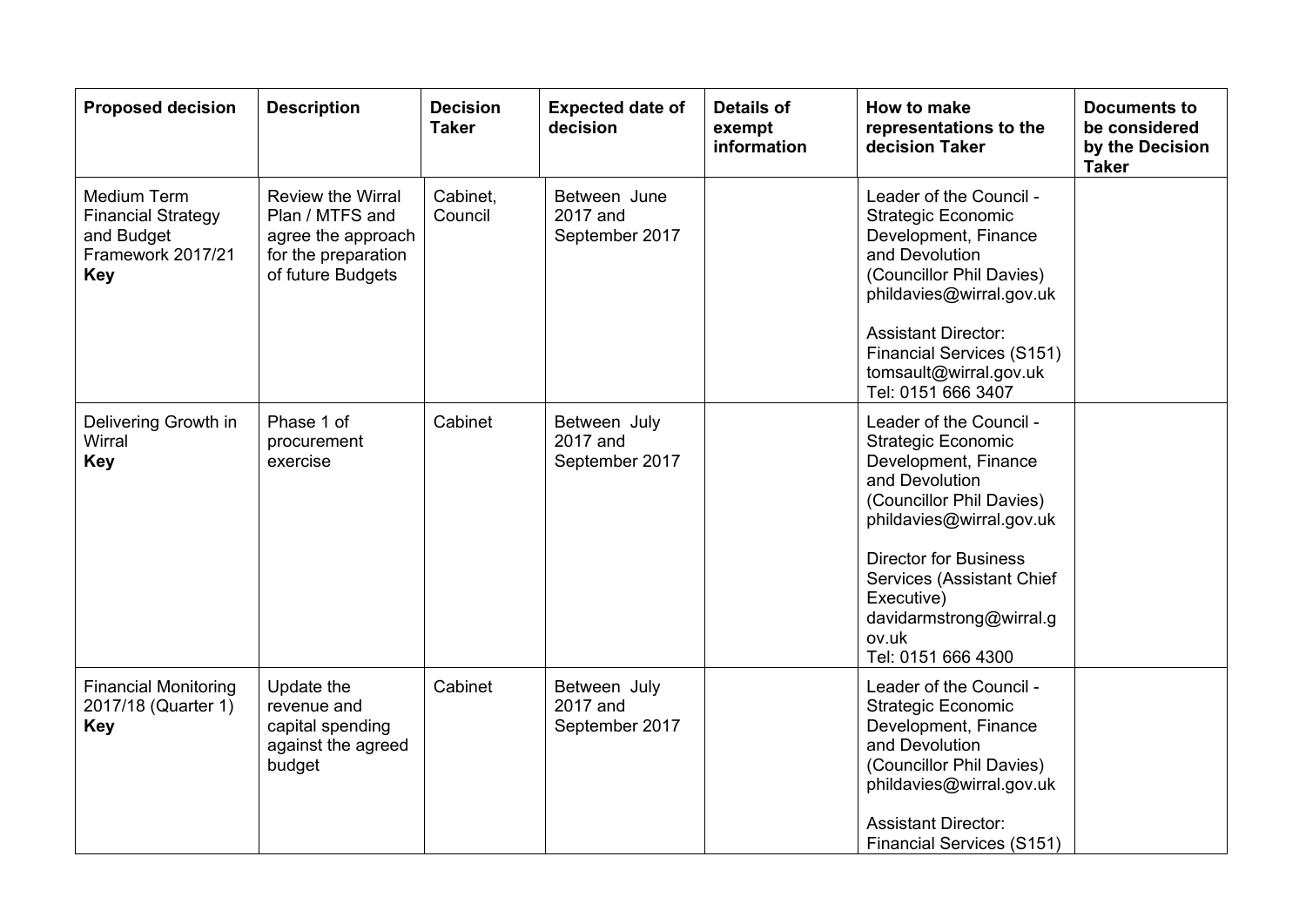| Proposed decision | Description | Decision Taker | Expected date of decision | Details of exempt information | How to make representations to the decision Taker | Documents to be considered by the Decision Taker |
|---|---|---|---|---|---|---|
| Medium Term Financial Strategy and Budget Framework 2017/21 **Key** | Review the Wirral Plan / MTFS and agree the approach for the preparation of future Budgets | Cabinet, Council | Between June 2017 and September 2017 | | Leader of the Council - Strategic Economic Development, Finance and Devolution (Councillor Phil Davies) phildavies@wirral.gov.uk<br><br>Assistant Director: Financial Services (S151) tomsault@wirral.gov.uk Tel: 0151 666 3407 | |
| Delivering Growth in Wirral **Key** | Phase 1 of procurement exercise | Cabinet | Between July 2017 and September 2017 | | Leader of the Council - Strategic Economic Development, Finance and Devolution (Councillor Phil Davies) phildavies@wirral.gov.uk<br><br>Director for Business Services (Assistant Chief Executive) davidarmstrong@wirral.gov.uk Tel: 0151 666 4300 | |
| Financial Monitoring 2017/18 (Quarter 1) **Key** | Update the revenue and capital spending against the agreed budget | Cabinet | Between July 2017 and September 2017 | | Leader of the Council - Strategic Economic Development, Finance and Devolution (Councillor Phil Davies) phildavies@wirral.gov.uk<br><br>Assistant Director: Financial Services (S151) | |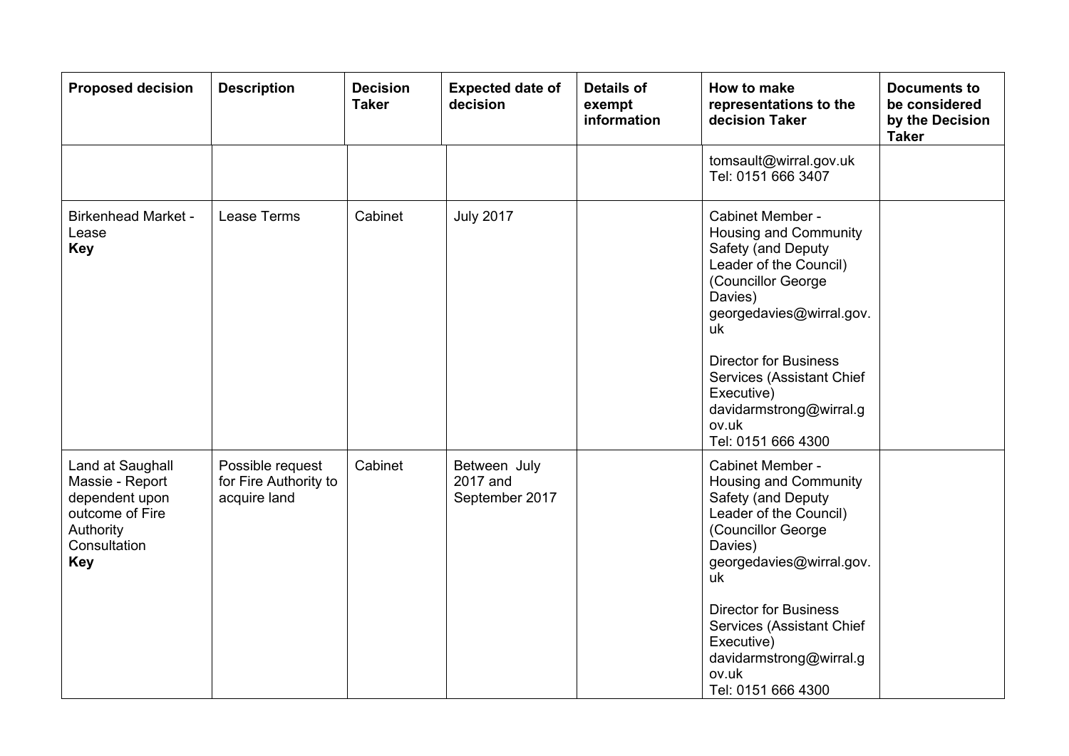| Proposed decision | Description | Decision Taker | Expected date of decision | Details of exempt information | How to make representations to the decision Taker | Documents to be considered by the Decision Taker |
|---|---|---|---|---|---|---|
| | | | | | tomsault@wirral.gov.uk<br>Tel: 0151 666 3407 | |
| Birkenhead Market - Lease<br>**Key** | Lease Terms | Cabinet | July 2017 | | Cabinet Member - Housing and Community Safety (and Deputy Leader of the Council) (Councillor George Davies)<br>georgedavies@wirral.gov.uk<br><br>Director for Business Services (Assistant Chief Executive)<br>davidarmstrong@wirral.gov.uk<br>Tel: 0151 666 4300 | |
| Land at Saughall Massie - Report dependent upon outcome of Fire Authority Consultation<br>**Key** | Possible request for Fire Authority to acquire land | Cabinet | Between July 2017 and September 2017 | | Cabinet Member - Housing and Community Safety (and Deputy Leader of the Council) (Councillor George Davies)<br>georgedavies@wirral.gov.uk<br><br>Director for Business Services (Assistant Chief Executive)<br>davidarmstrong@wirral.gov.uk<br>Tel: 0151 666 4300 | |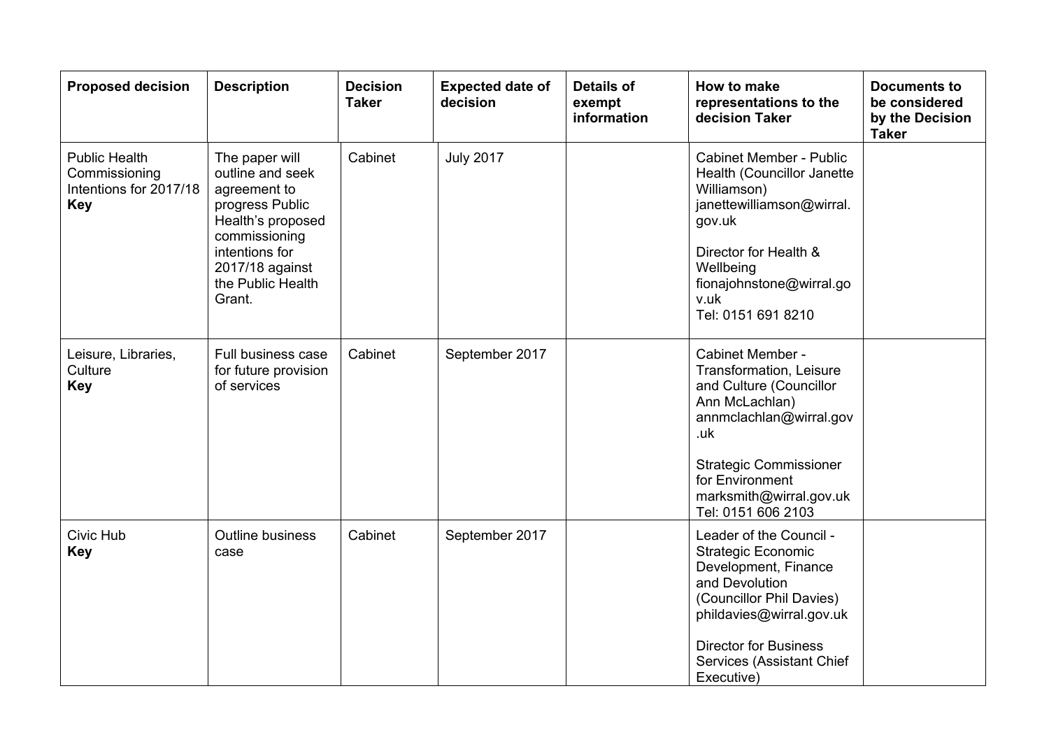| Proposed decision | Description | Decision Taker | Expected date of decision | Details of exempt information | How to make representations to the decision Taker | Documents to be considered by the Decision Taker |
|---|---|---|---|---|---|---|
| Public Health Commissioning Intentions for 2017/18 **Key** | The paper will outline and seek agreement to progress Public Health's proposed commissioning intentions for 2017/18 against the Public Health Grant. | Cabinet | July 2017 | | Cabinet Member - Public Health (Councillor Janette Williamson) janettewilliamson@wirral.gov.uk<br><br>Director for Health & Wellbeing fionajohnstone@wirral.gov.uk Tel: 0151 691 8210 | |
| Leisure, Libraries, Culture **Key** | Full business case for future provision of services | Cabinet | September 2017 | | Cabinet Member - Transformation, Leisure and Culture (Councillor Ann McLachlan) annmclachlan@wirral.gov.uk<br><br>Strategic Commissioner for Environment marksmith@wirral.gov.uk Tel: 0151 606 2103 | |
| Civic Hub **Key** | Outline business case | Cabinet | September 2017 | | Leader of the Council - Strategic Economic Development, Finance and Devolution (Councillor Phil Davies) phildavies@wirral.gov.uk<br><br>Director for Business Services (Assistant Chief Executive) | |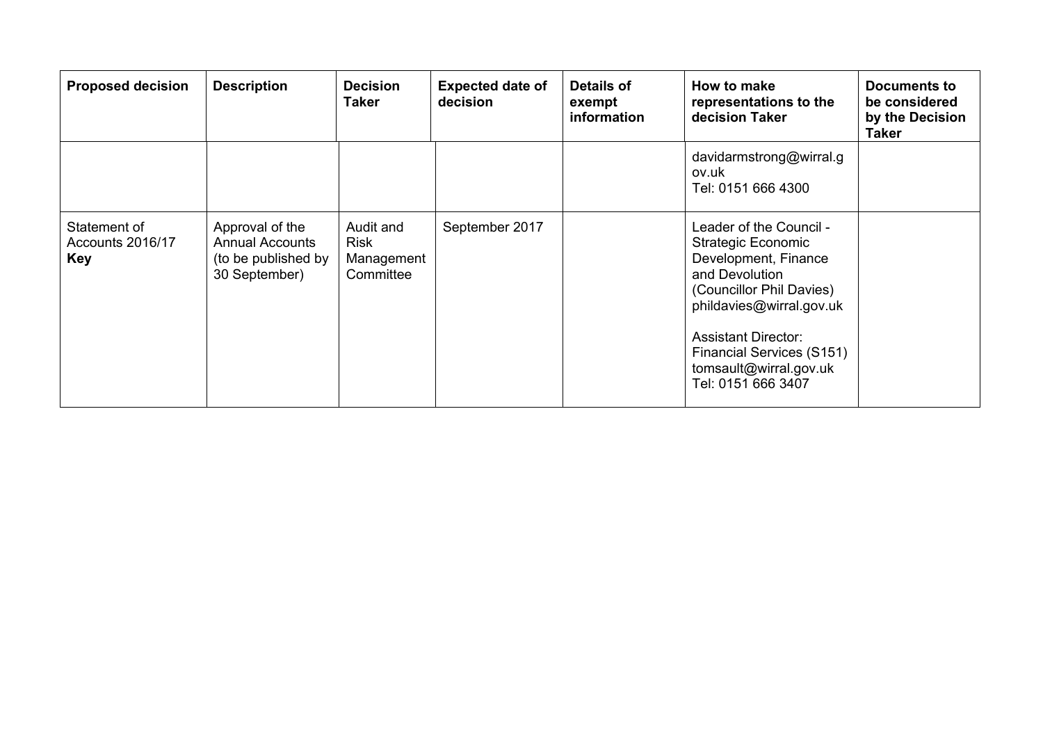| Proposed decision | Description | Decision Taker | Expected date of decision | Details of exempt information | How to make representations to the decision Taker | Documents to be considered by the Decision Taker |
|---|---|---|---|---|---|---|
| | | | | | davidarmstrong@wirral.gov.uk<br>Tel: 0151 666 4300 | |
| Statement of Accounts 2016/17<br>**Key** | Approval of the Annual Accounts (to be published by 30 September) | Audit and Risk Management Committee | September 2017 | | Leader of the Council - Strategic Economic Development, Finance and Devolution (Councillor Phil Davies)<br>phildavies@wirral.gov.uk<br><br>Assistant Director: Financial Services (S151)<br>tomsault@wirral.gov.uk<br>Tel: 0151 666 3407 | |